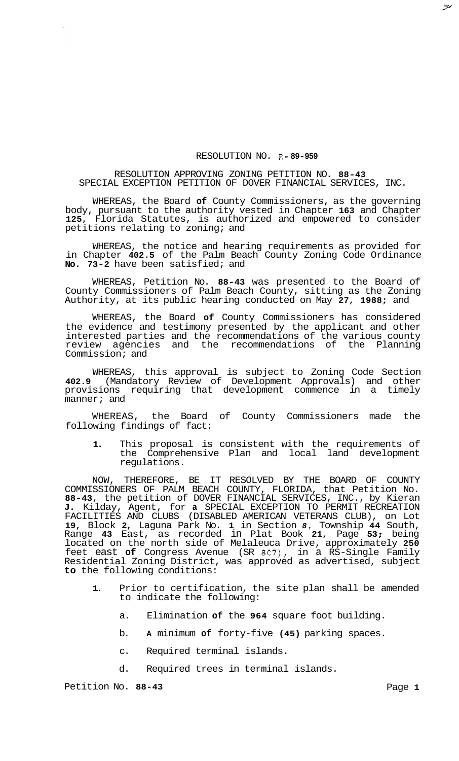RESOLUTION NO. R-89-959

RESOLUTION APPROVING ZONING PETITION NO. 88-43
SPECIAL EXCEPTION PETITION OF DOVER FINANCIAL SERVICES, INC.

WHEREAS, the Board of County Commissioners, as the governing body, pursuant to the authority vested in Chapter 163 and Chapter 125, Florida Statutes, is authorized and empowered to consider petitions relating to zoning; and

WHEREAS, the notice and hearing requirements as provided for in Chapter 402.5 of the Palm Beach County Zoning Code Ordinance No. 73-2 have been satisfied; and

WHEREAS, Petition No. 88-43 was presented to the Board of County Commissioners of Palm Beach County, sitting as the Zoning Authority, at its public hearing conducted on May 27, 1988; and

WHEREAS, the Board of County Commissioners has considered the evidence and testimony presented by the applicant and other interested parties and the recommendations of the various county review agencies and the recommendations of the Planning Commission; and

WHEREAS, this approval is subject to Zoning Code Section 402.9 (Mandatory Review of Development Approvals) and other provisions requiring that development commence in a timely manner; and

WHEREAS, the Board of County Commissioners made the following findings of fact:

1. This proposal is consistent with the requirements of the Comprehensive Plan and local land development regulations.

NOW, THEREFORE, BE IT RESOLVED BY THE BOARD OF COUNTY COMMISSIONERS OF PALM BEACH COUNTY, FLORIDA, that Petition No. 88-43, the petition of DOVER FINANCIAL SERVICES, INC., by Kieran J. Kilday, Agent, for a SPECIAL EXCEPTION TO PERMIT RECREATION FACILITIES AND CLUBS (DISABLED AMERICAN VETERANS CLUB), on Lot 19, Block 2, Laguna Park No. 1 in Section 8, Township 44 South, Range 43 East, as recorded in Plat Book 21, Page 53; being located on the north side of Melaleuca Drive, approximately 250 feet east of Congress Avenue (SR 807), in a RS-Single Family Residential Zoning District, was approved as advertised, subject to the following conditions:

1. Prior to certification, the site plan shall be amended to indicate the following:

   a. Elimination of the 964 square foot building.

   b. A minimum of forty-five (45) parking spaces.

   c. Required terminal islands.

   d. Required trees in terminal islands.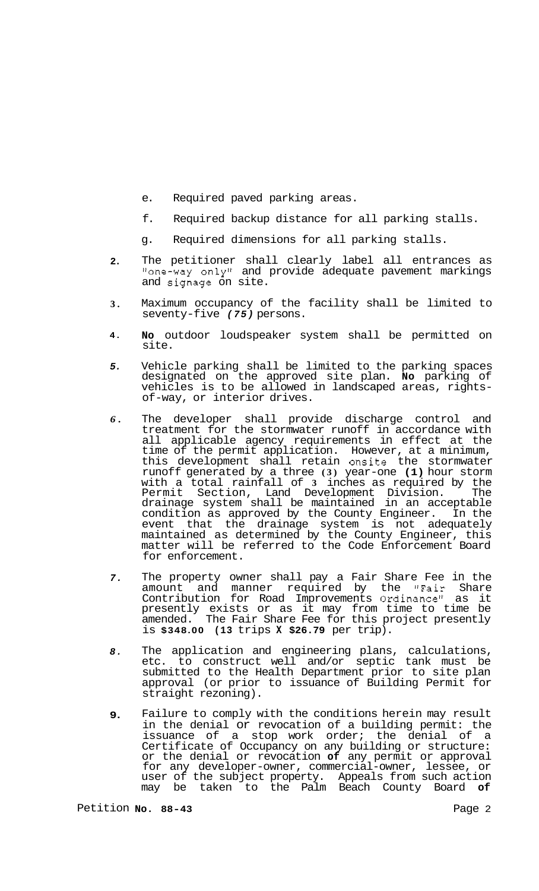e. Required paved parking areas.

f. Required backup distance for all parking stalls.

g. Required dimensions for all parking stalls.

2. The petitioner shall clearly label all entrances as "one-way only" and provide adequate pavement markings and signage on site.

3. Maximum occupancy of the facility shall be limited to seventy-five *(75)* persons.

4. **No** outdoor loudspeaker system shall be permitted on site.

5. Vehicle parking shall be limited to the parking spaces designated on the approved site plan. **No** parking of vehicles is to be allowed in landscaped areas, rights-of-way, or interior drives.

6. The developer shall provide discharge control and treatment for the stormwater runoff in accordance with all applicable agency requirements in effect at the time of the permit application. However, at a minimum, this development shall retain onsite the stormwater runoff generated by a three (3) year-one (1) hour storm with a total rainfall of 3 inches as required by the Permit Section, Land Development Division. The drainage system shall be maintained in an acceptable condition as approved by the County Engineer. In the event that the drainage system is not adequately maintained as determined by the County Engineer, this matter will be referred to the Code Enforcement Board for enforcement.

7. The property owner shall pay a Fair Share Fee in the amount and manner required by the "Fair Share Contribution for Road Improvements Ordinance" as it presently exists or as it may from time to time be amended. The Fair Share Fee for this project presently is **$348.00 (13** trips **X $26.79** per trip).

8. The application and engineering plans, calculations, etc. to construct well and/or septic tank must be submitted to the Health Department prior to site plan approval (or prior to issuance of Building Permit for straight rezoning).

9. Failure to comply with the conditions herein may result in the denial or revocation of a building permit: the issuance of a stop work order; the denial of a Certificate of Occupancy on any building or structure: or the denial or revocation **of** any permit or approval for any developer-owner, commercial-owner, lessee, or user of the subject property. Appeals from such action may be taken to the Palm Beach County Board **of**

Petition **No. 88-43**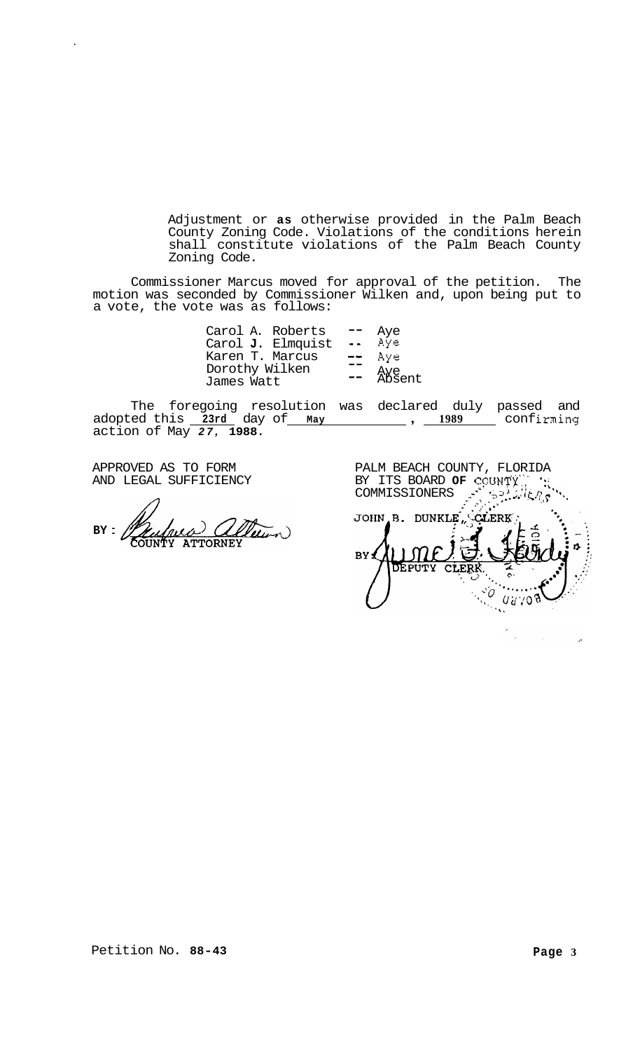Adjustment or **as** otherwise provided in the Palm Beach County Zoning Code. Violations of the conditions herein shall constitute violations of the Palm Beach County Zoning Code.

Commissioner Marcus moved for approval of the petition. The motion was seconded by Commissioner Wilken and, upon being put to a vote, the vote was as follows:

| | | |
|---|---|---|
| Carol A. Roberts | -- | Aye |
| Carol **J**. Elmquist | -- | Aye |
| Karen T. Marcus | -- | Aye |
| Dorothy Wilken | -- | Aye |
| James Watt | -- | Absent |

The foregoing resolution was declared duly passed and adopted this **23rd** day of **May**, **1989** confirming action of May *27*, **1988.**

APPROVED AS TO FORM
AND LEGAL SUFFICIENCY

BY: COUNTY ATTORNEY

PALM BEACH COUNTY, FLORIDA
BY ITS BOARD **OF** COUNTY
COMMISSIONERS

JOHN B. DUNKLE, CLERK

BY: DEPUTY CLERK

Petition No. **88-43**